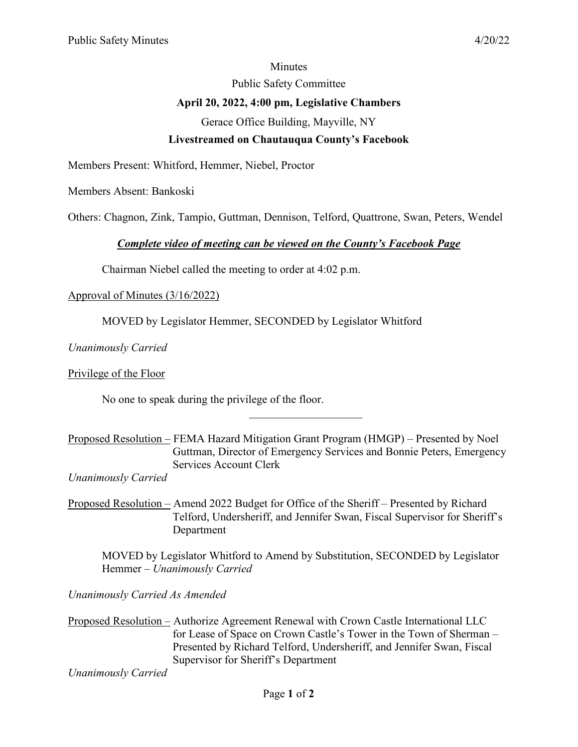Minutes

Public Safety Committee

**April 20, 2022, 4:00 pm, Legislative Chambers**

Gerace Office Building, Mayville, NY

**Livestreamed on Chautauqua County's Facebook**

Members Present: Whitford, Hemmer, Niebel, Proctor

Members Absent: Bankoski

Others: Chagnon, Zink, Tampio, Guttman, Dennison, Telford, Quattrone, Swan, Peters, Wendel

***Complete video of meeting can be viewed on the County's Facebook Page***

Chairman Niebel called the meeting to order at 4:02 p.m.

Approval of Minutes (3/16/2022)

MOVED by Legislator Hemmer, SECONDED by Legislator Whitford

*Unanimously Carried*

Privilege of the Floor

No one to speak during the privilege of the floor.

---

Proposed Resolution – FEMA Hazard Mitigation Grant Program (HMGP) – Presented by Noel Guttman, Director of Emergency Services and Bonnie Peters, Emergency Services Account Clerk

*Unanimously Carried*

Proposed Resolution – Amend 2022 Budget for Office of the Sheriff – Presented by Richard Telford, Undersheriff, and Jennifer Swan, Fiscal Supervisor for Sheriff's Department

MOVED by Legislator Whitford to Amend by Substitution, SECONDED by Legislator Hemmer – *Unanimously Carried*

*Unanimously Carried As Amended*

Proposed Resolution – Authorize Agreement Renewal with Crown Castle International LLC for Lease of Space on Crown Castle's Tower in the Town of Sherman – Presented by Richard Telford, Undersheriff, and Jennifer Swan, Fiscal Supervisor for Sheriff's Department

*Unanimously Carried*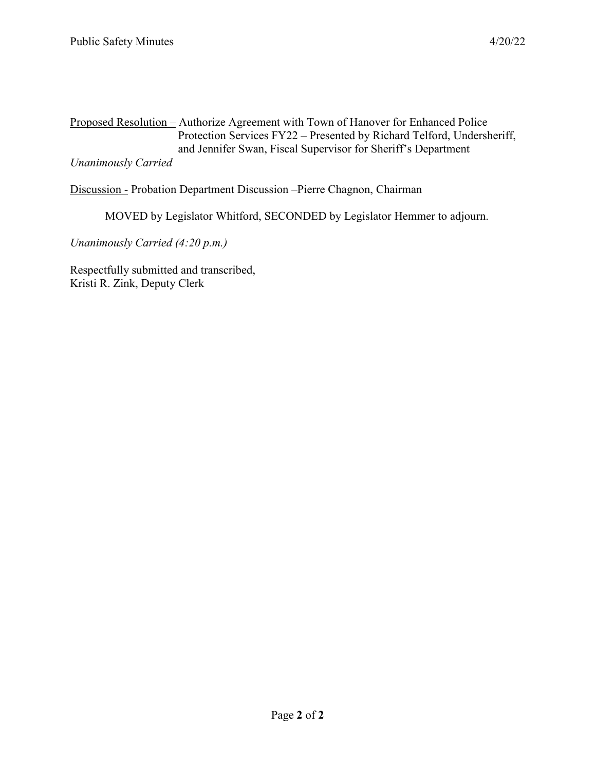<u>Proposed Resolution –</u> Authorize Agreement with Town of Hanover for Enhanced Police Protection Services FY22 – Presented by Richard Telford, Undersheriff, and Jennifer Swan, Fiscal Supervisor for Sheriff's Department

*Unanimously Carried*

<u>Discussion -</u> Probation Department Discussion –Pierre Chagnon, Chairman

MOVED by Legislator Whitford, SECONDED by Legislator Hemmer to adjourn.

*Unanimously Carried (4:20 p.m.)*

Respectfully submitted and transcribed,
Kristi R. Zink, Deputy Clerk